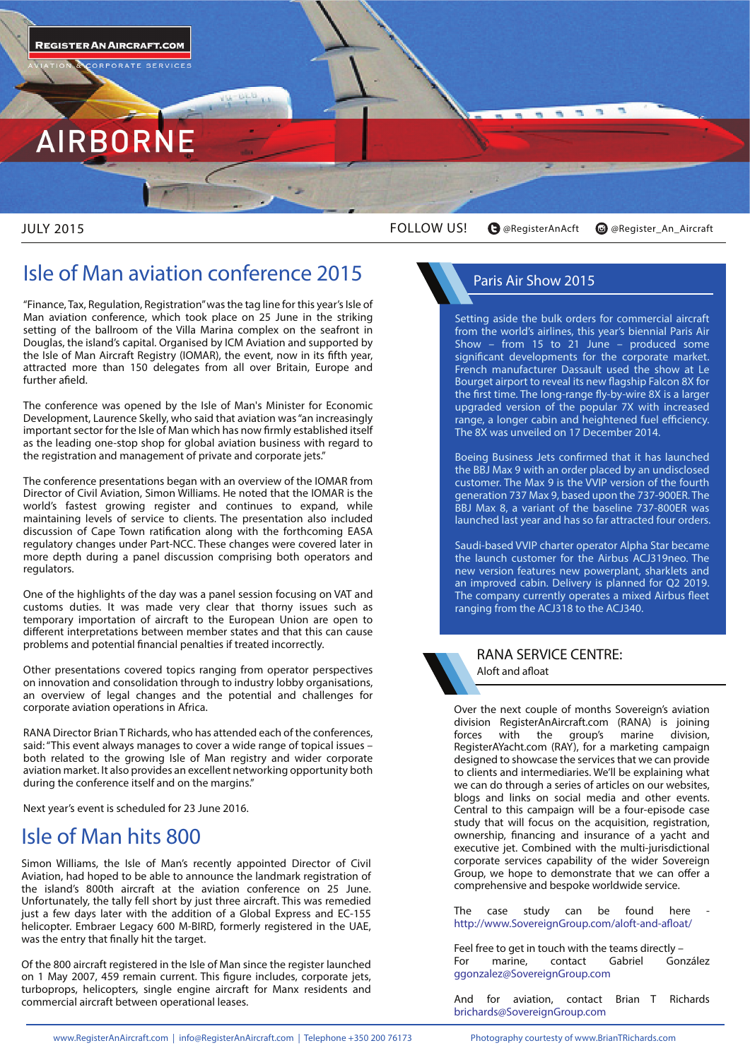# AIRBORNE

JULY 2015

FOLLOW US! @RegisterAnAcft @Register_An_Aircraft

## Isle of Man aviation conference 2015

"Finance, Tax, Regulation, Registration" was the tag line for this year's Isle of Man aviation conference, which took place on 25 June in the striking setting of the ballroom of the Villa Marina complex on the seafront in Douglas, the island's capital. Organised by ICM Aviation and supported by the Isle of Man Aircraft Registry (IOMAR), the event, now in its fifth year, attracted more than 150 delegates from all over Britain, Europe and further afield.

The conference was opened by the Isle of Man's Minister for Economic Development, Laurence Skelly, who said that aviation was "an increasingly important sector for the Isle of Man which has now firmly established itself as the leading one-stop shop for global aviation business with regard to the registration and management of private and corporate jets."

The conference presentations began with an overview of the IOMAR from Director of Civil Aviation, Simon Williams. He noted that the IOMAR is the world's fastest growing register and continues to expand, while maintaining levels of service to clients. The presentation also included discussion of Cape Town ratification along with the forthcoming EASA regulatory changes under Part-NCC. These changes were covered later in more depth during a panel discussion comprising both operators and regulators.

One of the highlights of the day was a panel session focusing on VAT and customs duties. It was made very clear that thorny issues such as temporary importation of aircraft to the European Union are open to different interpretations between member states and that this can cause problems and potential financial penalties if treated incorrectly.

Other presentations covered topics ranging from operator perspectives on innovation and consolidation through to industry lobby organisations, an overview of legal changes and the potential and challenges for corporate aviation operations in Africa.

RANA Director Brian T Richards, who has attended each of the conferences, said: "This event always manages to cover a wide range of topical issues – both related to the growing Isle of Man registry and wider corporate aviation market. It also provides an excellent networking opportunity both during the conference itself and on the margins."

Next year's event is scheduled for 23 June 2016.

## Isle of Man hits 800

Simon Williams, the Isle of Man's recently appointed Director of Civil Aviation, had hoped to be able to announce the landmark registration of the island's 800th aircraft at the aviation conference on 25 June. Unfortunately, the tally fell short by just three aircraft. This was remedied just a few days later with the addition of a Global Express and EC-155 helicopter. Embraer Legacy 600 M-BIRD, formerly registered in the UAE, was the entry that finally hit the target.

Of the 800 aircraft registered in the Isle of Man since the register launched on 1 May 2007, 459 remain current. This figure includes, corporate jets, turboprops, helicopters, single engine aircraft for Manx residents and commercial aircraft between operational leases.

## Paris Air Show 2015

Setting aside the bulk orders for commercial aircraft from the world's airlines, this year's biennial Paris Air Show – from 15 to 21 June – produced some significant developments for the corporate market. French manufacturer Dassault used the show at Le Bourget airport to reveal its new flagship Falcon 8X for the first time. The long-range fly-by-wire 8X is a larger upgraded version of the popular 7X with increased range, a longer cabin and heightened fuel efficiency. The 8X was unveiled on 17 December 2014.

Boeing Business Jets confirmed that it has launched the BBJ Max 9 with an order placed by an undisclosed customer. The Max 9 is the VVIP version of the fourth generation 737 Max 9, based upon the 737-900ER. The BBJ Max 8, a variant of the baseline 737-800ER was launched last year and has so far attracted four orders.

Saudi-based VVIP charter operator Alpha Star became the launch customer for the Airbus ACJ319neo. The new version features new powerplant, sharklets and an improved cabin. Delivery is planned for Q2 2019. The company currently operates a mixed Airbus fleet ranging from the ACJ318 to the ACJ340.

## RANA SERVICE CENTRE:

Aloft and afloat

Over the next couple of months Sovereign's aviation division RegisterAnAircraft.com (RANA) is joining forces with the group's marine division, RegisterAYacht.com (RAY), for a marketing campaign designed to showcase the services that we can provide to clients and intermediaries. We'll be explaining what we can do through a series of articles on our websites, blogs and links on social media and other events. Central to this campaign will be a four-episode case study that will focus on the acquisition, registration, ownership, financing and insurance of a yacht and executive jet. Combined with the multi-jurisdictional corporate services capability of the wider Sovereign Group, we hope to demonstrate that we can offer a comprehensive and bespoke worldwide service.

The case study can be found here - http://www.SovereignGroup.com/aloft-and-afloat/

Feel free to get in touch with the teams directly –
For marine, contact Gabriel González ggonzalez@SovereignGroup.com

And for aviation, contact Brian T Richards brichards@SovereignGroup.com

www.RegisterAnAircraft.com | info@RegisterAnAircraft.com | Telephone +350 200 76173

Photography courtesy of www.BrianTRichards.com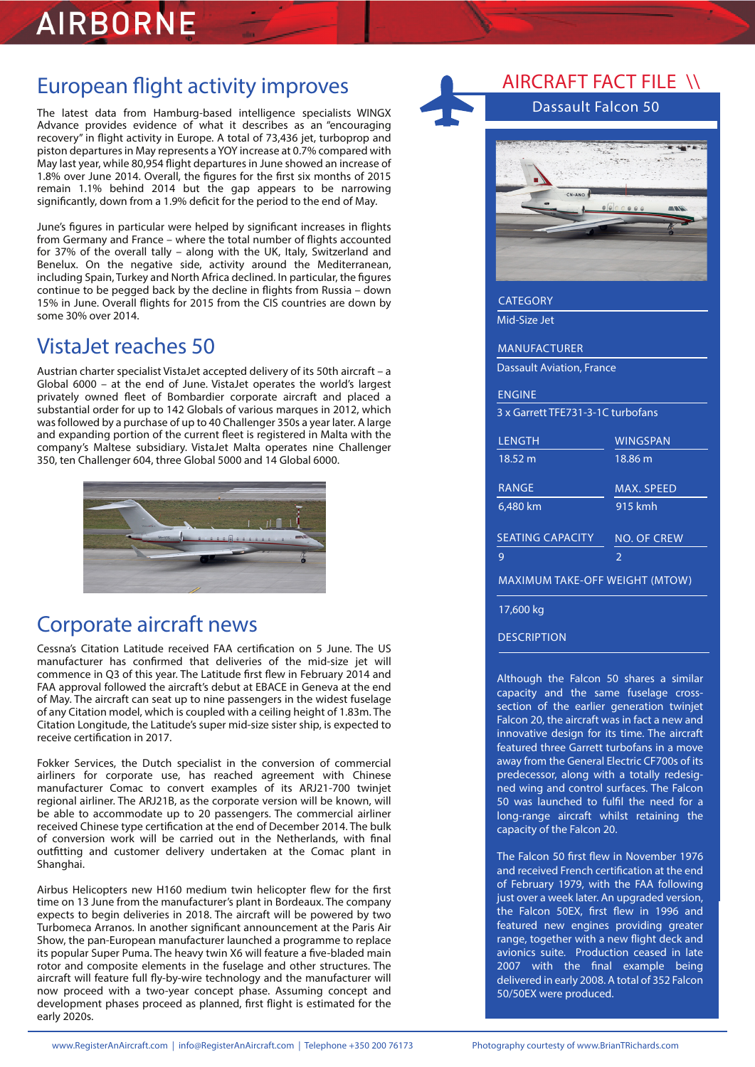## European flight activity improves

The latest data from Hamburg-based intelligence specialists WINGX Advance provides evidence of what it describes as an "encouraging recovery" in flight activity in Europe. A total of 73,436 jet, turboprop and piston departures in May represents a YOY increase at 0.7% compared with May last year, while 80,954 flight departures in June showed an increase of 1.8% over June 2014. Overall, the figures for the first six months of 2015 remain 1.1% behind 2014 but the gap appears to be narrowing significantly, down from a 1.9% deficit for the period to the end of May.

June's figures in particular were helped by significant increases in flights from Germany and France – where the total number of flights accounted for 37% of the overall tally – along with the UK, Italy, Switzerland and Benelux. On the negative side, activity around the Mediterranean, including Spain, Turkey and North Africa declined. In particular, the figures continue to be pegged back by the decline in flights from Russia – down 15% in June. Overall flights for 2015 from the CIS countries are down by some 30% over 2014.

## VistaJet reaches 50

Austrian charter specialist VistaJet accepted delivery of its 50th aircraft – a Global 6000 – at the end of June. VistaJet operates the world's largest privately owned fleet of Bombardier corporate aircraft and placed a substantial order for up to 142 Globals of various marques in 2012, which was followed by a purchase of up to 40 Challenger 350s a year later. A large and expanding portion of the current fleet is registered in Malta with the company's Maltese subsidiary. VistaJet Malta operates nine Challenger 350, ten Challenger 604, three Global 5000 and 14 Global 6000.

## Corporate aircraft news

Cessna's Citation Latitude received FAA certification on 5 June. The US manufacturer has confirmed that deliveries of the mid-size jet will commence in Q3 of this year. The Latitude first flew in February 2014 and FAA approval followed the aircraft's debut at EBACE in Geneva at the end of May. The aircraft can seat up to nine passengers in the widest fuselage of any Citation model, which is coupled with a ceiling height of 1.83m. The Citation Longitude, the Latitude's super mid-size sister ship, is expected to receive certification in 2017.

Fokker Services, the Dutch specialist in the conversion of commercial airliners for corporate use, has reached agreement with Chinese manufacturer Comac to convert examples of its ARJ21-700 twinjet regional airliner. The ARJ21B, as the corporate version will be known, will be able to accommodate up to 20 passengers. The commercial airliner received Chinese type certification at the end of December 2014. The bulk of conversion work will be carried out in the Netherlands, with final outfitting and customer delivery undertaken at the Comac plant in Shanghai.

Airbus Helicopters new H160 medium twin helicopter flew for the first time on 13 June from the manufacturer's plant in Bordeaux. The company expects to begin deliveries in 2018. The aircraft will be powered by two Turbomeca Arranos. In another significant announcement at the Paris Air Show, the pan-European manufacturer launched a programme to replace its popular Super Puma. The heavy twin X6 will feature a five-bladed main rotor and composite elements in the fuselage and other structures. The aircraft will feature full fly-by-wire technology and the manufacturer will now proceed with a two-year concept phase. Assuming concept and development phases proceed as planned, first flight is estimated for the early 2020s.

## AIRCRAFT FACT FILE \\

### Dassault Falcon 50

**CATEGORY**
Mid-Size Jet

**MANUFACTURER**
Dassault Aviation, France

**ENGINE**
3 x Garrett TFE731-3-1C turbofans

| | |
|---|---|
| **LENGTH** | **WINGSPAN** |
| 18.52 m | 18.86 m |
| **RANGE** | **MAX. SPEED** |
| 6,480 km | 915 kmh |
| **SEATING CAPACITY** | **NO. OF CREW** |
| 9 | 2 |

**MAXIMUM TAKE-OFF WEIGHT (MTOW)**
17,600 kg

**DESCRIPTION**

Although the Falcon 50 shares a similar capacity and the same fuselage cross-section of the earlier generation twinjet Falcon 20, the aircraft was in fact a new and innovative design for its time. The aircraft featured three Garrett turbofans in a move away from the General Electric CF700s of its predecessor, along with a totally redesigned wing and control surfaces. The Falcon 50 was launched to fulfil the need for a long-range aircraft whilst retaining the capacity of the Falcon 20.

The Falcon 50 first flew in November 1976 and received French certification at the end of February 1979, with the FAA following just over a week later. An upgraded version, the Falcon 50EX, first flew in 1996 and featured new engines providing greater range, together with a new flight deck and avionics suite. Production ceased in late 2007 with the final example being delivered in early 2008. A total of 352 Falcon 50/50EX were produced.

www.RegisterAnAircraft.com | info@RegisterAnAircraft.com | Telephone +350 200 76173

Photography courtesy of www.BrianTRichards.com